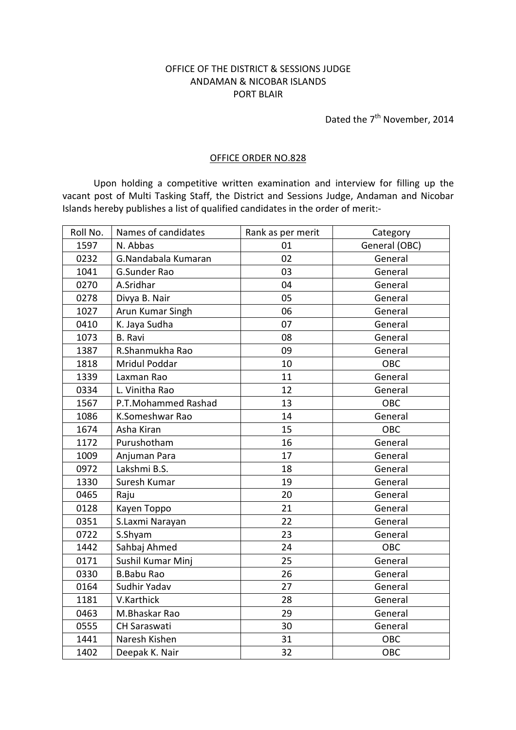OFFICE OF THE DISTRICT & SESSIONS JUDGE
ANDAMAN & NICOBAR ISLANDS
PORT BLAIR

Dated the 7th November, 2014

## OFFICE ORDER NO.828

Upon holding a competitive written examination and interview for filling up the vacant post of Multi Tasking Staff, the District and Sessions Judge, Andaman and Nicobar Islands hereby publishes a list of qualified candidates in the order of merit:-

| Roll No. | Names of candidates | Rank as per merit | Category |
|---|---|---|---|
| 1597 | N. Abbas | 01 | General (OBC) |
| 0232 | G.Nandabala Kumaran | 02 | General |
| 1041 | G.Sunder Rao | 03 | General |
| 0270 | A.Sridhar | 04 | General |
| 0278 | Divya B. Nair | 05 | General |
| 1027 | Arun Kumar Singh | 06 | General |
| 0410 | K. Jaya Sudha | 07 | General |
| 1073 | B. Ravi | 08 | General |
| 1387 | R.Shanmukha Rao | 09 | General |
| 1818 | Mridul Poddar | 10 | OBC |
| 1339 | Laxman Rao | 11 | General |
| 0334 | L. Vinitha Rao | 12 | General |
| 1567 | P.T.Mohammed Rashad | 13 | OBC |
| 1086 | K.Someshwar Rao | 14 | General |
| 1674 | Asha Kiran | 15 | OBC |
| 1172 | Purushotham | 16 | General |
| 1009 | Anjuman Para | 17 | General |
| 0972 | Lakshmi B.S. | 18 | General |
| 1330 | Suresh Kumar | 19 | General |
| 0465 | Raju | 20 | General |
| 0128 | Kayen Toppo | 21 | General |
| 0351 | S.Laxmi Narayan | 22 | General |
| 0722 | S.Shyam | 23 | General |
| 1442 | Sahbaj Ahmed | 24 | OBC |
| 0171 | Sushil Kumar Minj | 25 | General |
| 0330 | B.Babu Rao | 26 | General |
| 0164 | Sudhir Yadav | 27 | General |
| 1181 | V.Karthick | 28 | General |
| 0463 | M.Bhaskar Rao | 29 | General |
| 0555 | CH Saraswati | 30 | General |
| 1441 | Naresh Kishen | 31 | OBC |
| 1402 | Deepak K. Nair | 32 | OBC |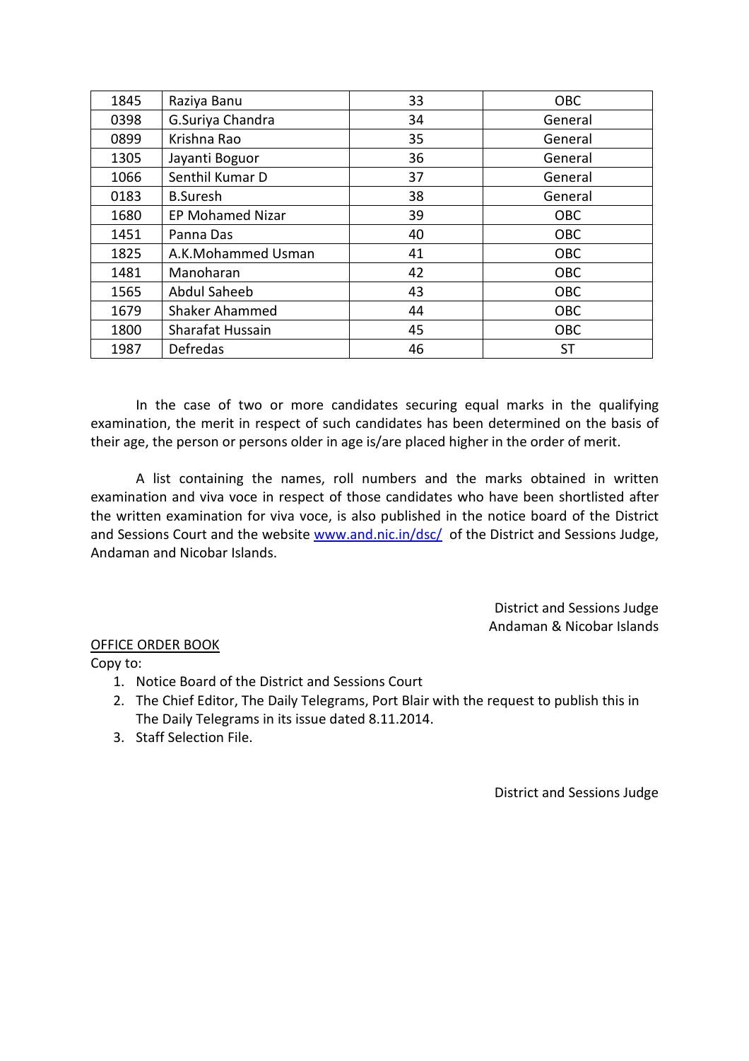| | | | |
|---|---|---|---|
| 1845 | Raziya Banu | 33 | OBC |
| 0398 | G.Suriya Chandra | 34 | General |
| 0899 | Krishna Rao | 35 | General |
| 1305 | Jayanti Boguor | 36 | General |
| 1066 | Senthil Kumar D | 37 | General |
| 0183 | B.Suresh | 38 | General |
| 1680 | EP Mohamed Nizar | 39 | OBC |
| 1451 | Panna Das | 40 | OBC |
| 1825 | A.K.Mohammed Usman | 41 | OBC |
| 1481 | Manoharan | 42 | OBC |
| 1565 | Abdul Saheeb | 43 | OBC |
| 1679 | Shaker Ahammed | 44 | OBC |
| 1800 | Sharafat Hussain | 45 | OBC |
| 1987 | Defredas | 46 | ST |

In the case of two or more candidates securing equal marks in the qualifying examination, the merit in respect of such candidates has been determined on the basis of their age, the person or persons older in age is/are placed higher in the order of merit.

A list containing the names, roll numbers and the marks obtained in written examination and viva voce in respect of those candidates who have been shortlisted after the written examination for viva voce, is also published in the notice board of the District and Sessions Court and the website www.and.nic.in/dsc/ of the District and Sessions Judge, Andaman and Nicobar Islands.

District and Sessions Judge
Andaman & Nicobar Islands

OFFICE ORDER BOOK

Copy to:

1. Notice Board of the District and Sessions Court
2. The Chief Editor, The Daily Telegrams, Port Blair with the request to publish this in The Daily Telegrams in its issue dated 8.11.2014.
3. Staff Selection File.

District and Sessions Judge